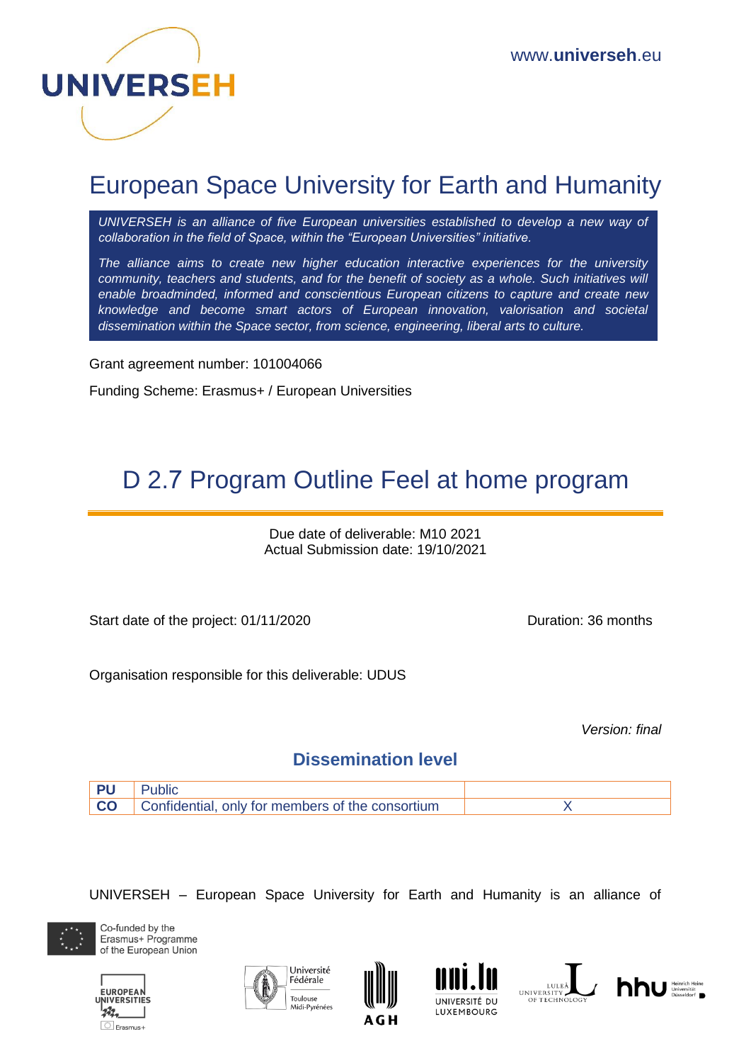UNIVERSEH

www.universeh.eu

# European Space University for Earth and Humanity

*UNIVERSEH is an alliance of five European universities established to develop a new way of collaboration in the field of Space, within the "European Universities" initiative.*

*The alliance aims to create new higher education interactive experiences for the university community, teachers and students, and for the benefit of society as a whole. Such initiatives will enable broadminded, informed and conscientious European citizens to capture and create new knowledge and become smart actors of European innovation, valorisation and societal dissemination within the Space sector, from science, engineering, liberal arts to culture.*

Grant agreement number: 101004066

Funding Scheme: Erasmus+ / European Universities

# D 2.7 Program Outline Feel at home program

Due date of deliverable: M10 2021
Actual Submission date: 19/10/2021

Start date of the project: 01/11/2020

Duration: 36 months

Organisation responsible for this deliverable: UDUS

*Version: final*

## Dissemination level

| | | |
|---|---|---|
| **PU** | Public | |
| **CO** | Confidential, only for members of the consortium | X |

UNIVERSEH – European Space University for Earth and Humanity is an alliance of

Co-funded by the Erasmus+ Programme of the European Union

European Universities Erasmus+ · Université Fédérale Toulouse Midi-Pyrénées · AGH · Université du Luxembourg · Luleå University of Technology · hhu Heinrich Heine Universität Düsseldorf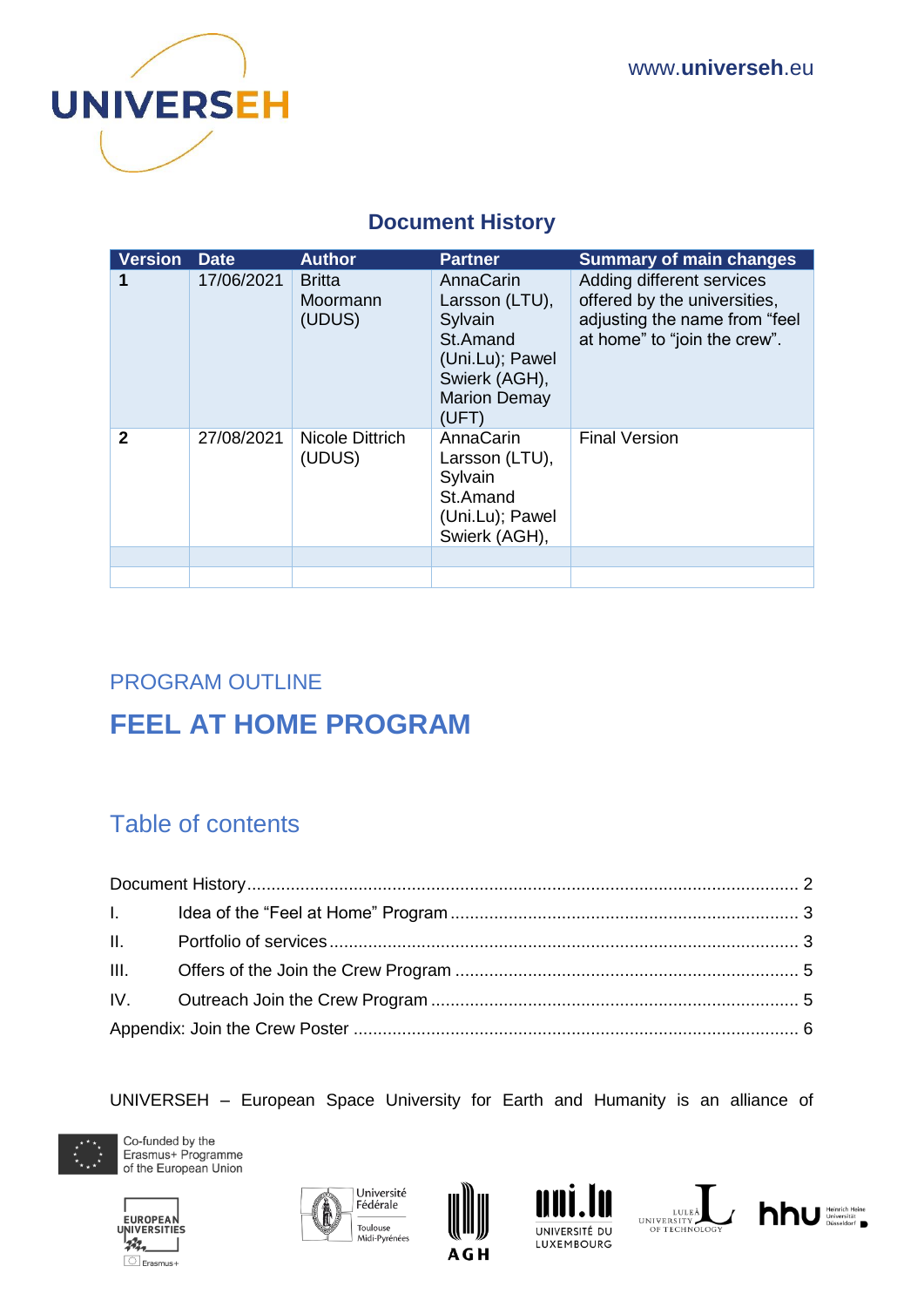## Document History

| Version | Date | Author | Partner | Summary of main changes |
|---|---|---|---|---|
| **1** | 17/06/2021 | Britta Moormann (UDUS) | AnnaCarin Larsson (LTU), Sylvain St.Amand (Uni.Lu); Pawel Swierk (AGH), Marion Demay (UFT) | Adding different services offered by the universities, adjusting the name from “feel at home” to “join the crew”. |
| **2** | 27/08/2021 | Nicole Dittrich (UDUS) | AnnaCarin Larsson (LTU), Sylvain St.Amand (Uni.Lu); Pawel Swierk (AGH), | Final Version |
| | | | | |
| | | | | |

PROGRAM OUTLINE

# FEEL AT HOME PROGRAM

## Table of contents

Document History ........................................................................ 2

I. Idea of the “Feel at Home” Program ........................................ 3

II. Portfolio of services ................................................................ 3

III. Offers of the Join the Crew Program ...................................... 5

IV. Outreach Join the Crew Program ............................................ 5

Appendix: Join the Crew Poster ..................................................... 6

UNIVERSEH – European Space University for Earth and Humanity is an alliance of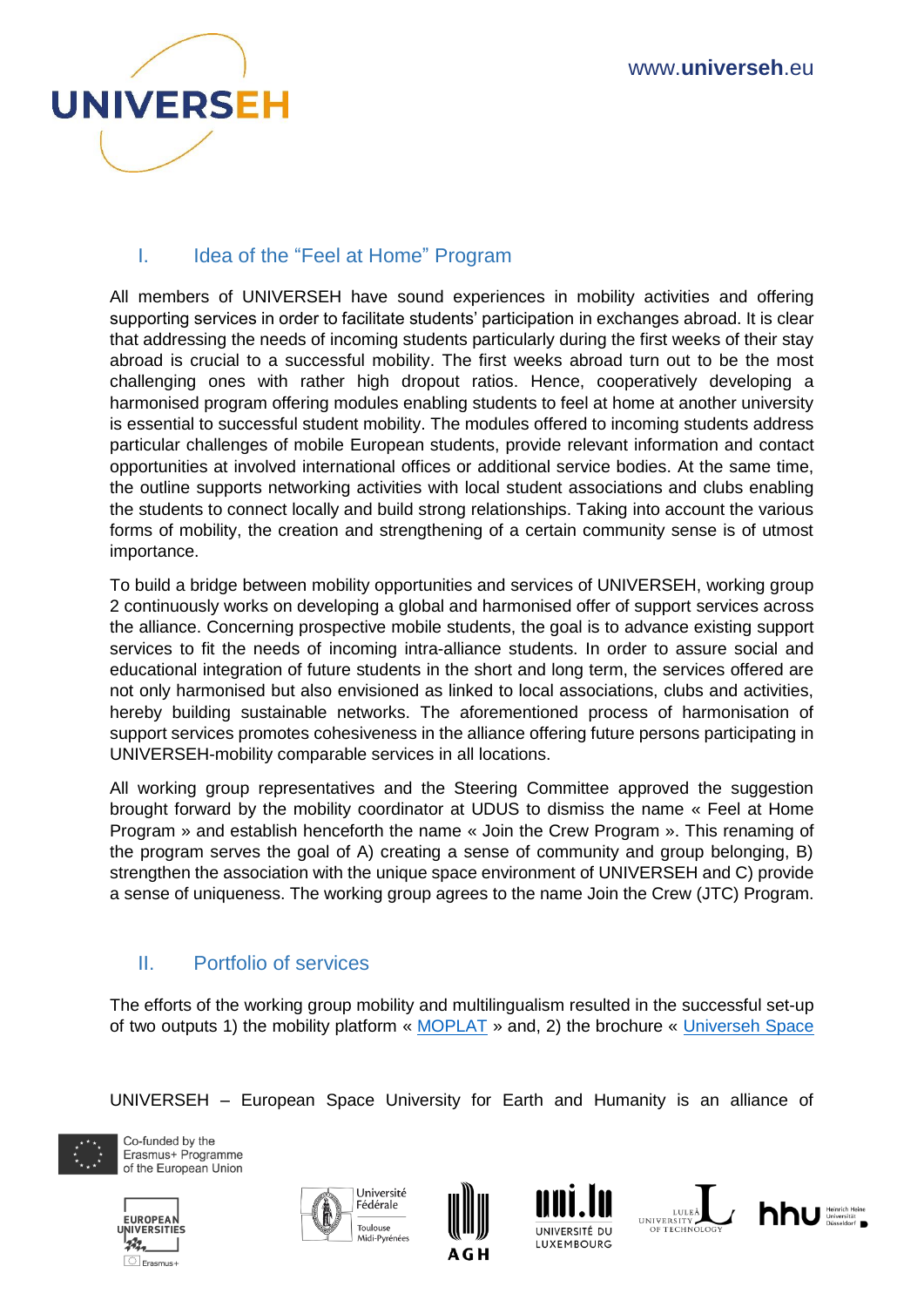## I. Idea of the "Feel at Home" Program

All members of UNIVERSEH have sound experiences in mobility activities and offering supporting services in order to facilitate students' participation in exchanges abroad. It is clear that addressing the needs of incoming students particularly during the first weeks of their stay abroad is crucial to a successful mobility. The first weeks abroad turn out to be the most challenging ones with rather high dropout ratios. Hence, cooperatively developing a harmonised program offering modules enabling students to feel at home at another university is essential to successful student mobility. The modules offered to incoming students address particular challenges of mobile European students, provide relevant information and contact opportunities at involved international offices or additional service bodies. At the same time, the outline supports networking activities with local student associations and clubs enabling the students to connect locally and build strong relationships. Taking into account the various forms of mobility, the creation and strengthening of a certain community sense is of utmost importance.

To build a bridge between mobility opportunities and services of UNIVERSEH, working group 2 continuously works on developing a global and harmonised offer of support services across the alliance. Concerning prospective mobile students, the goal is to advance existing support services to fit the needs of incoming intra-alliance students. In order to assure social and educational integration of future students in the short and long term, the services offered are not only harmonised but also envisioned as linked to local associations, clubs and activities, hereby building sustainable networks. The aforementioned process of harmonisation of support services promotes cohesiveness in the alliance offering future persons participating in UNIVERSEH-mobility comparable services in all locations.

All working group representatives and the Steering Committee approved the suggestion brought forward by the mobility coordinator at UDUS to dismiss the name « Feel at Home Program » and establish henceforth the name « Join the Crew Program ». This renaming of the program serves the goal of A) creating a sense of community and group belonging, B) strengthen the association with the unique space environment of UNIVERSEH and C) provide a sense of uniqueness. The working group agrees to the name Join the Crew (JTC) Program.

## II. Portfolio of services

The efforts of the working group mobility and multilingualism resulted in the successful set-up of two outputs 1) the mobility platform « MOPLAT » and, 2) the brochure « Universeh Space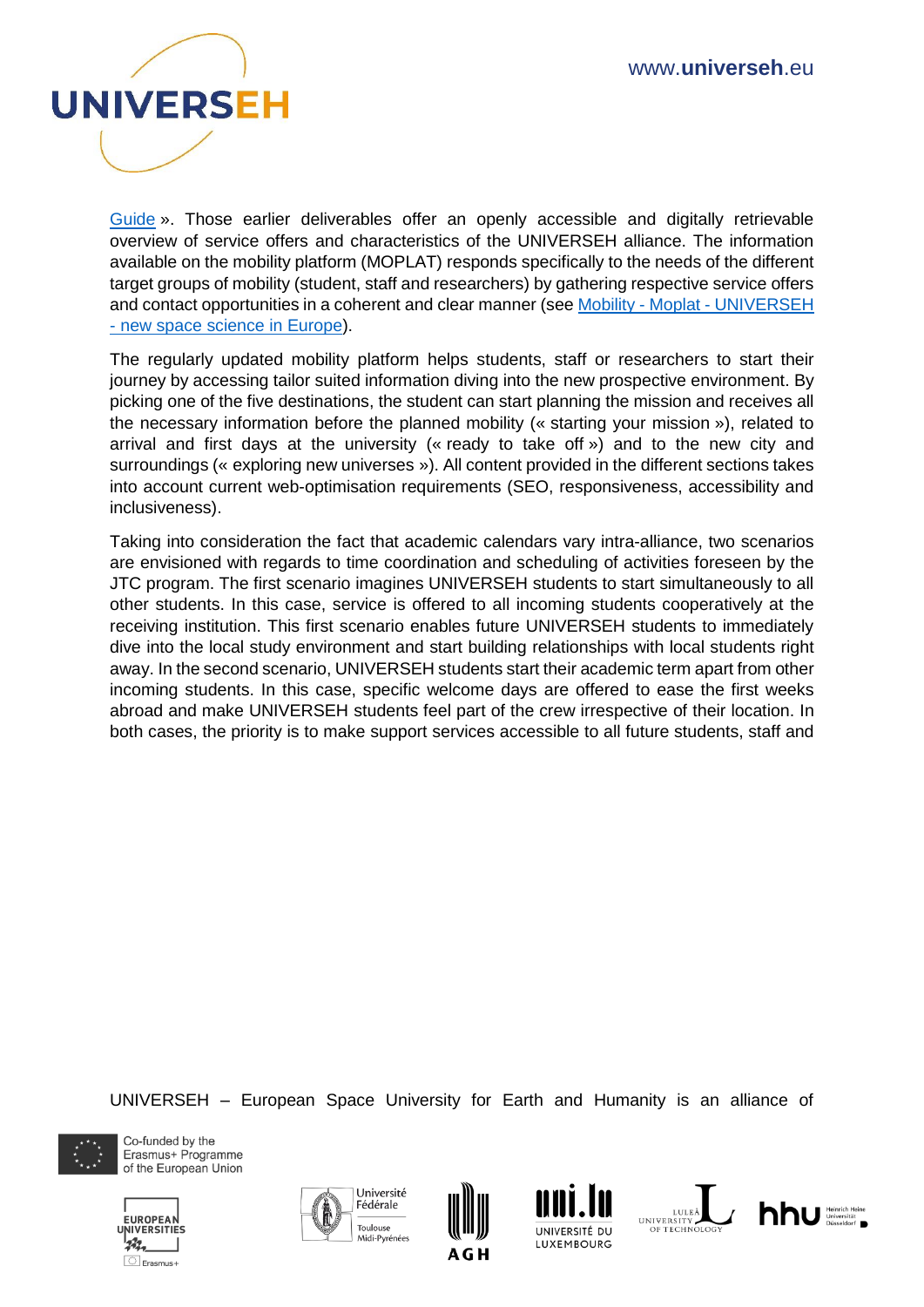[Guide](#) ». Those earlier deliverables offer an openly accessible and digitally retrievable overview of service offers and characteristics of the UNIVERSEH alliance. The information available on the mobility platform (MOPLAT) responds specifically to the needs of the different target groups of mobility (student, staff and researchers) by gathering respective service offers and contact opportunities in a coherent and clear manner (see [Mobility - Moplat - UNIVERSEH - new space science in Europe](#)).

The regularly updated mobility platform helps students, staff or researchers to start their journey by accessing tailor suited information diving into the new prospective environment. By picking one of the five destinations, the student can start planning the mission and receives all the necessary information before the planned mobility (« starting your mission »), related to arrival and first days at the university (« ready to take off ») and to the new city and surroundings (« exploring new universes »). All content provided in the different sections takes into account current web-optimisation requirements (SEO, responsiveness, accessibility and inclusiveness).

Taking into consideration the fact that academic calendars vary intra-alliance, two scenarios are envisioned with regards to time coordination and scheduling of activities foreseen by the JTC program. The first scenario imagines UNIVERSEH students to start simultaneously to all other students. In this case, service is offered to all incoming students cooperatively at the receiving institution. This first scenario enables future UNIVERSEH students to immediately dive into the local study environment and start building relationships with local students right away. In the second scenario, UNIVERSEH students start their academic term apart from other incoming students. In this case, specific welcome days are offered to ease the first weeks abroad and make UNIVERSEH students feel part of the crew irrespective of their location. In both cases, the priority is to make support services accessible to all future students, staff and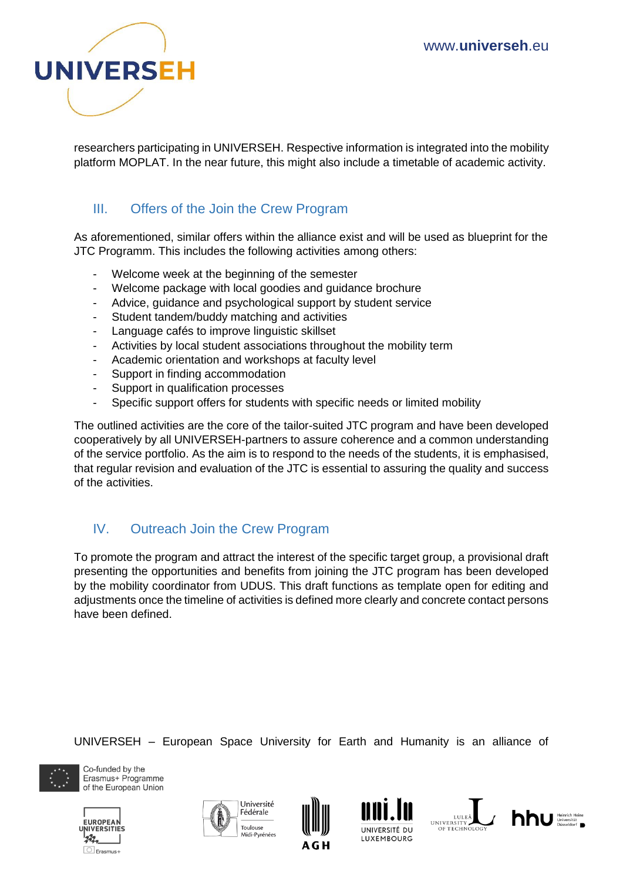researchers participating in UNIVERSEH. Respective information is integrated into the mobility platform MOPLAT. In the near future, this might also include a timetable of academic activity.

## III. Offers of the Join the Crew Program

As aforementioned, similar offers within the alliance exist and will be used as blueprint for the JTC Programm. This includes the following activities among others:

- Welcome week at the beginning of the semester
- Welcome package with local goodies and guidance brochure
- Advice, guidance and psychological support by student service
- Student tandem/buddy matching and activities
- Language cafés to improve linguistic skillset
- Activities by local student associations throughout the mobility term
- Academic orientation and workshops at faculty level
- Support in finding accommodation
- Support in qualification processes
- Specific support offers for students with specific needs or limited mobility

The outlined activities are the core of the tailor-suited JTC program and have been developed cooperatively by all UNIVERSEH-partners to assure coherence and a common understanding of the service portfolio. As the aim is to respond to the needs of the students, it is emphasised, that regular revision and evaluation of the JTC is essential to assuring the quality and success of the activities.

## IV. Outreach Join the Crew Program

To promote the program and attract the interest of the specific target group, a provisional draft presenting the opportunities and benefits from joining the JTC program has been developed by the mobility coordinator from UDUS. This draft functions as template open for editing and adjustments once the timeline of activities is defined more clearly and concrete contact persons have been defined.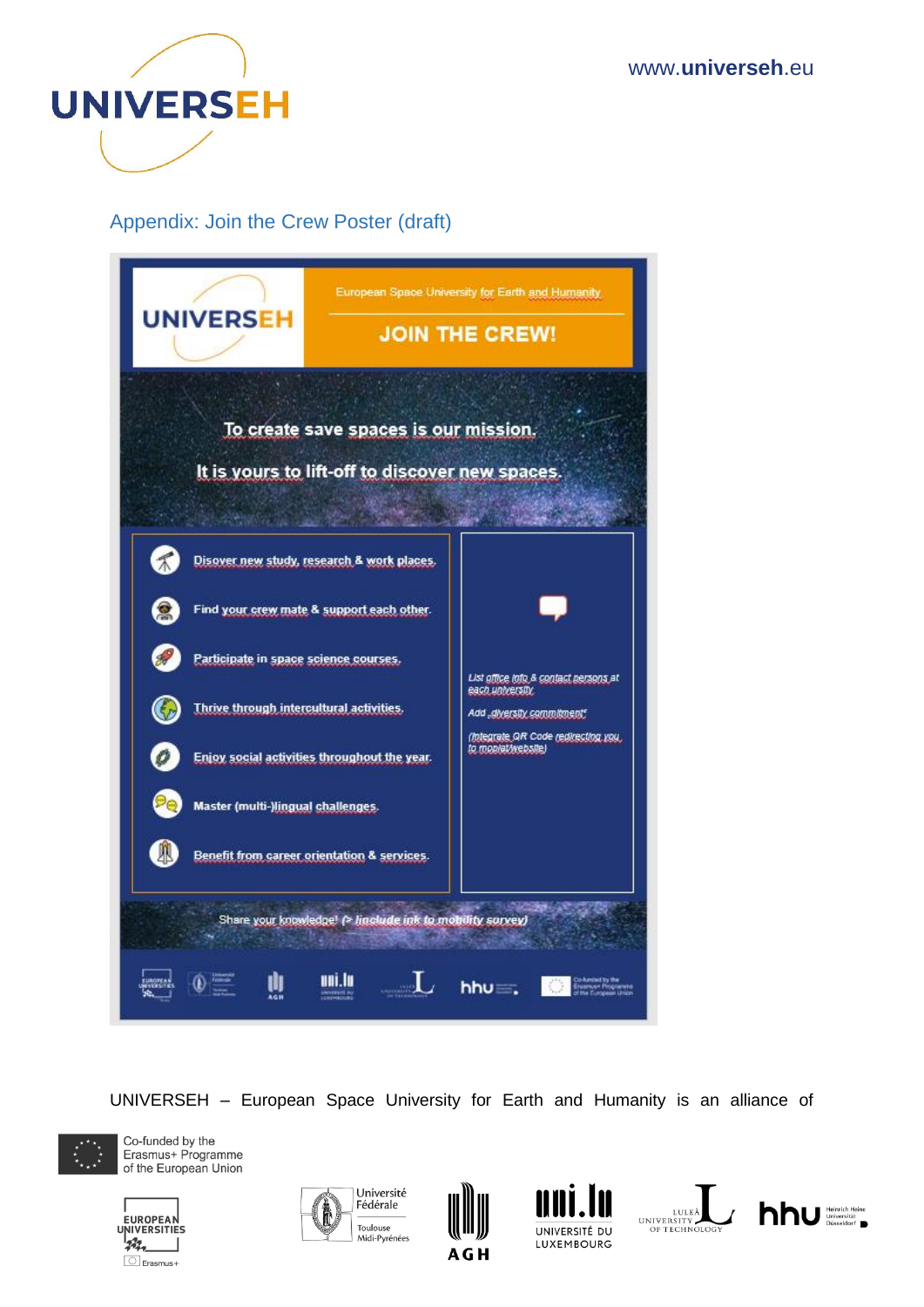## Appendix: Join the Crew Poster (draft)

UNIVERSEH

European Space University for Earth and Humanity

JOIN THE CREW!

To create save spaces is our mission.

It is yours to lift-off to discover new spaces.

- Disover new study, research & work places.
- Find your crew mate & support each other.
- Participate in space science courses.
- Thrive through intercultural activities.
- Enjoy social activities throughout the year.
- Master (multi-)lingual challenges.
- Benefit from career orientation & services.

List office info & contact persons at each university

Add „diversity commitment"

(Integrate QR Code redirecting you to moblat/website)

Share your knowledge! (> linclude ink to mobility survey)

UNIVERSEH – European Space University for Earth and Humanity is an alliance of

Co-funded by the Erasmus+ Programme of the European Union